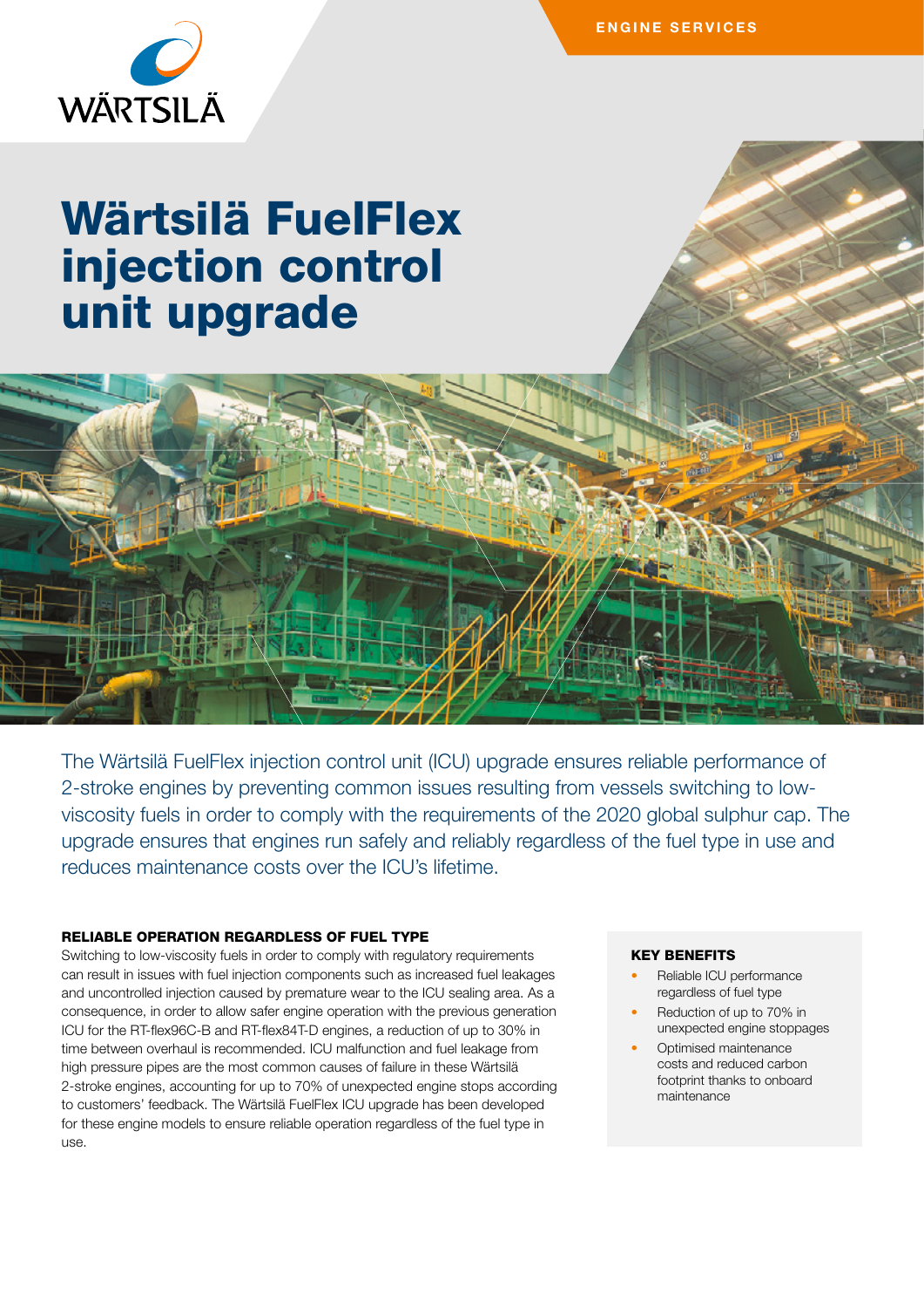ENGINE SERVICES

# Wärtsilä FuelFlex injection control unit upgrade

The Wärtsilä FuelFlex injection control unit (ICU) upgrade ensures reliable performance of 2-stroke engines by preventing common issues resulting from vessels switching to low-viscosity fuels in order to comply with the requirements of the 2020 global sulphur cap. The upgrade ensures that engines run safely and reliably regardless of the fuel type in use and reduces maintenance costs over the ICU's lifetime.

### RELIABLE OPERATION REGARDLESS OF FUEL TYPE

Switching to low-viscosity fuels in order to comply with regulatory requirements can result in issues with fuel injection components such as increased fuel leakages and uncontrolled injection caused by premature wear to the ICU sealing area. As a consequence, in order to allow safer engine operation with the previous generation ICU for the RT-flex96C-B and RT-flex84T-D engines, a reduction of up to 30% in time between overhaul is recommended. ICU malfunction and fuel leakage from high pressure pipes are the most common causes of failure in these Wärtsilä 2-stroke engines, accounting for up to 70% of unexpected engine stops according to customers' feedback. The Wärtsilä FuelFlex ICU upgrade has been developed for these engine models to ensure reliable operation regardless of the fuel type in use.

### KEY BENEFITS

- Reliable ICU performance regardless of fuel type
- Reduction of up to 70% in unexpected engine stoppages
- Optimised maintenance costs and reduced carbon footprint thanks to onboard maintenance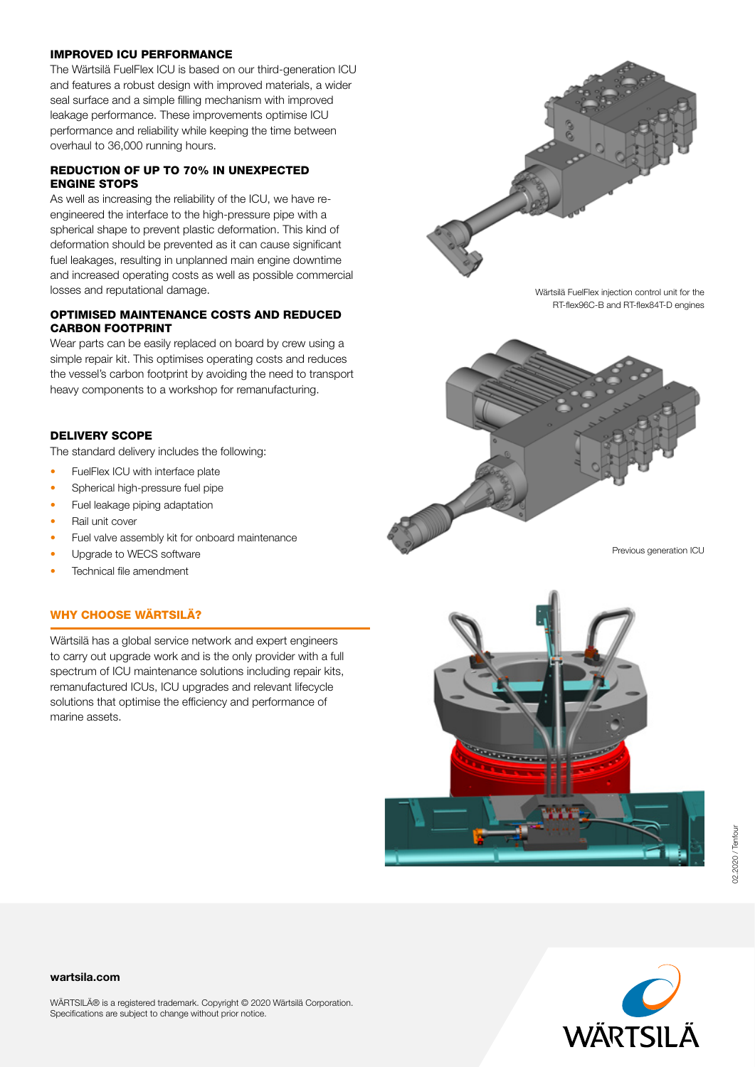### IMPROVED ICU PERFORMANCE

The Wärtsilä FuelFlex ICU is based on our third-generation ICU and features a robust design with improved materials, a wider seal surface and a simple filling mechanism with improved leakage performance. These improvements optimise ICU performance and reliability while keeping the time between overhaul to 36,000 running hours.

### REDUCTION OF UP TO 70% IN UNEXPECTED ENGINE STOPS

As well as increasing the reliability of the ICU, we have re-engineered the interface to the high-pressure pipe with a spherical shape to prevent plastic deformation. This kind of deformation should be prevented as it can cause significant fuel leakages, resulting in unplanned main engine downtime and increased operating costs as well as possible commercial losses and reputational damage.

### OPTIMISED MAINTENANCE COSTS AND REDUCED CARBON FOOTPRINT

Wear parts can be easily replaced on board by crew using a simple repair kit. This optimises operating costs and reduces the vessel's carbon footprint by avoiding the need to transport heavy components to a workshop for remanufacturing.

### DELIVERY SCOPE

The standard delivery includes the following:

- FuelFlex ICU with interface plate
- Spherical high-pressure fuel pipe
- Fuel leakage piping adaptation
- Rail unit cover
- Fuel valve assembly kit for onboard maintenance
- Upgrade to WECS software
- Technical file amendment

### WHY CHOOSE WÄRTSILÄ?

Wärtsilä has a global service network and expert engineers to carry out upgrade work and is the only provider with a full spectrum of ICU maintenance solutions including repair kits, remanufactured ICUs, ICU upgrades and relevant lifecycle solutions that optimise the efficiency and performance of marine assets.

Wärtsilä FuelFlex injection control unit for the RT-flex96C-B and RT-flex84T-D engines

Previous generation ICU

02.2020 / Tenfour

**wartsila.com**

WÄRTSILÄ® is a registered trademark. Copyright © 2020 Wärtsilä Corporation.
Specifications are subject to change without prior notice.